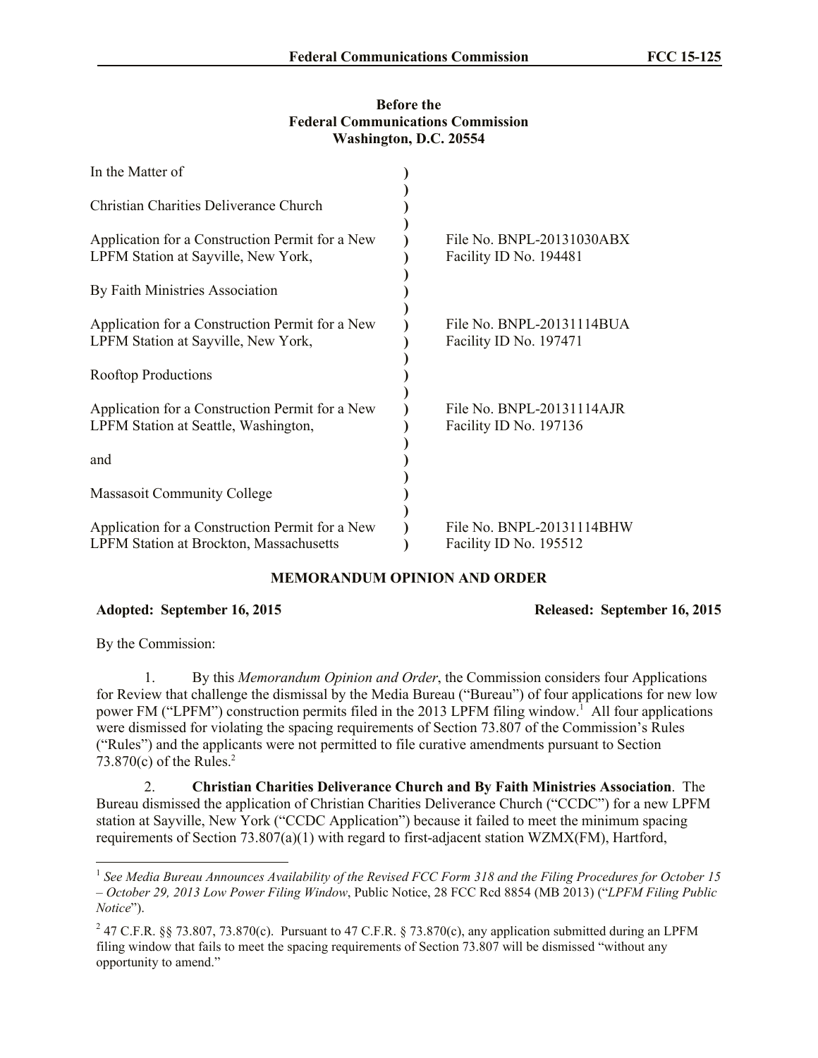**Before the**
**Federal Communications Commission**
**Washington, D.C. 20554**

| | | |
|---|---|---|
| In the Matter of | ) | |
| | ) | |
| Christian Charities Deliverance Church | ) | |
| | ) | |
| Application for a Construction Permit for a New LPFM Station at Sayville, New York, | ) | File No. BNPL-20131030ABX Facility ID No. 194481 |
| | ) | |
| By Faith Ministries Association | ) | |
| | ) | |
| Application for a Construction Permit for a New LPFM Station at Sayville, New York, | ) | File No. BNPL-20131114BUA Facility ID No. 197471 |
| | ) | |
| Rooftop Productions | ) | |
| | ) | |
| Application for a Construction Permit for a New LPFM Station at Seattle, Washington, | ) | File No. BNPL-20131114AJR Facility ID No. 197136 |
| | ) | |
| and | ) | |
| | ) | |
| Massasoit Community College | ) | |
| | ) | |
| Application for a Construction Permit for a New LPFM Station at Brockton, Massachusetts | ) | File No. BNPL-20131114BHW Facility ID No. 195512 |

**MEMORANDUM OPINION AND ORDER**

**Adopted: September 16, 2015** **Released: September 16, 2015**

By the Commission:

1. By this *Memorandum Opinion and Order*, the Commission considers four Applications for Review that challenge the dismissal by the Media Bureau ("Bureau") of four applications for new low power FM ("LPFM") construction permits filed in the 2013 LPFM filing window.[1] All four applications were dismissed for violating the spacing requirements of Section 73.807 of the Commission's Rules ("Rules") and the applicants were not permitted to file curative amendments pursuant to Section 73.870(c) of the Rules.[2]

2. **Christian Charities Deliverance Church and By Faith Ministries Association**. The Bureau dismissed the application of Christian Charities Deliverance Church ("CCDC") for a new LPFM station at Sayville, New York ("CCDC Application") because it failed to meet the minimum spacing requirements of Section 73.807(a)(1) with regard to first-adjacent station WZMX(FM), Hartford,

[1] *See Media Bureau Announces Availability of the Revised FCC Form 318 and the Filing Procedures for October 15 – October 29, 2013 Low Power Filing Window*, Public Notice, 28 FCC Rcd 8854 (MB 2013) ("*LPFM Filing Public Notice*").

[2] 47 C.F.R. §§ 73.807, 73.870(c). Pursuant to 47 C.F.R. § 73.870(c), any application submitted during an LPFM filing window that fails to meet the spacing requirements of Section 73.807 will be dismissed "without any opportunity to amend."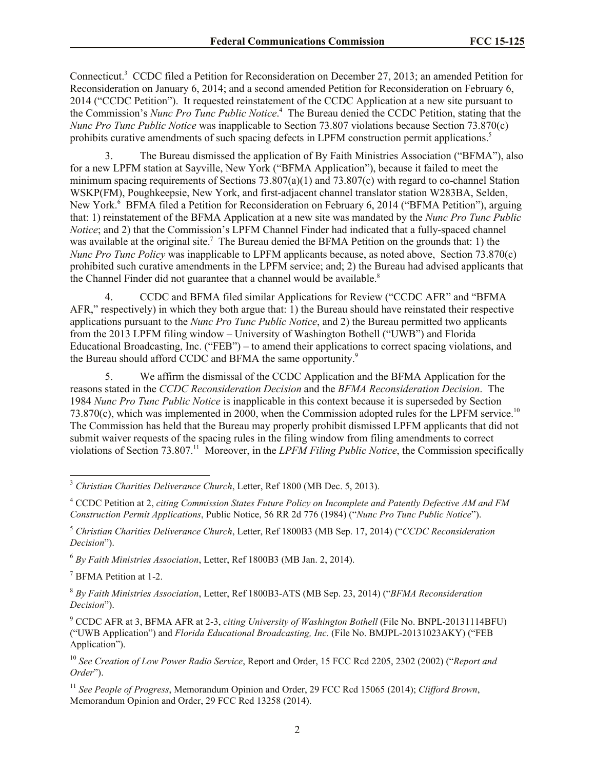Connecticut.[3] CCDC filed a Petition for Reconsideration on December 27, 2013; an amended Petition for Reconsideration on January 6, 2014; and a second amended Petition for Reconsideration on February 6, 2014 ("CCDC Petition"). It requested reinstatement of the CCDC Application at a new site pursuant to the Commission's *Nunc Pro Tunc Public Notice*.[4] The Bureau denied the CCDC Petition, stating that the *Nunc Pro Tunc Public Notice* was inapplicable to Section 73.807 violations because Section 73.870(c) prohibits curative amendments of such spacing defects in LPFM construction permit applications.[5]

3. The Bureau dismissed the application of By Faith Ministries Association ("BFMA"), also for a new LPFM station at Sayville, New York ("BFMA Application"), because it failed to meet the minimum spacing requirements of Sections 73.807(a)(1) and 73.807(c) with regard to co-channel Station WSKP(FM), Poughkeepsie, New York, and first-adjacent channel translator station W283BA, Selden, New York.[6] BFMA filed a Petition for Reconsideration on February 6, 2014 ("BFMA Petition"), arguing that: 1) reinstatement of the BFMA Application at a new site was mandated by the *Nunc Pro Tunc Public Notice*; and 2) that the Commission's LPFM Channel Finder had indicated that a fully-spaced channel was available at the original site.[7] The Bureau denied the BFMA Petition on the grounds that: 1) the *Nunc Pro Tunc Policy* was inapplicable to LPFM applicants because, as noted above, Section 73.870(c) prohibited such curative amendments in the LPFM service; and; 2) the Bureau had advised applicants that the Channel Finder did not guarantee that a channel would be available.[8]

4. CCDC and BFMA filed similar Applications for Review ("CCDC AFR" and "BFMA AFR," respectively) in which they both argue that: 1) the Bureau should have reinstated their respective applications pursuant to the *Nunc Pro Tunc Public Notice*, and 2) the Bureau permitted two applicants from the 2013 LPFM filing window – University of Washington Bothell ("UWB") and Florida Educational Broadcasting, Inc. ("FEB") – to amend their applications to correct spacing violations, and the Bureau should afford CCDC and BFMA the same opportunity.[9]

5. We affirm the dismissal of the CCDC Application and the BFMA Application for the reasons stated in the *CCDC Reconsideration Decision* and the *BFMA Reconsideration Decision*. The 1984 *Nunc Pro Tunc Public Notice* is inapplicable in this context because it is superseded by Section 73.870(c), which was implemented in 2000, when the Commission adopted rules for the LPFM service.[10] The Commission has held that the Bureau may properly prohibit dismissed LPFM applicants that did not submit waiver requests of the spacing rules in the filing window from filing amendments to correct violations of Section 73.807.[11] Moreover, in the *LPFM Filing Public Notice*, the Commission specifically

---

[3] *Christian Charities Deliverance Church*, Letter, Ref 1800 (MB Dec. 5, 2013).

[4] CCDC Petition at 2, *citing Commission States Future Policy on Incomplete and Patently Defective AM and FM Construction Permit Applications*, Public Notice, 56 RR 2d 776 (1984) ("*Nunc Pro Tunc Public Notice*").

[5] *Christian Charities Deliverance Church*, Letter, Ref 1800B3 (MB Sep. 17, 2014) ("*CCDC Reconsideration Decision*").

[6] *By Faith Ministries Association*, Letter, Ref 1800B3 (MB Jan. 2, 2014).

[7] BFMA Petition at 1-2.

[8] *By Faith Ministries Association*, Letter, Ref 1800B3-ATS (MB Sep. 23, 2014) ("*BFMA Reconsideration Decision*").

[9] CCDC AFR at 3, BFMA AFR at 2-3, *citing University of Washington Bothell* (File No. BNPL-20131114BFU) ("UWB Application") and *Florida Educational Broadcasting, Inc.* (File No. BMJPL-20131023AKY) ("FEB Application").

[10] *See Creation of Low Power Radio Service*, Report and Order, 15 FCC Rcd 2205, 2302 (2002) ("*Report and Order*").

[11] *See People of Progress*, Memorandum Opinion and Order, 29 FCC Rcd 15065 (2014); *Clifford Brown*, Memorandum Opinion and Order, 29 FCC Rcd 13258 (2014).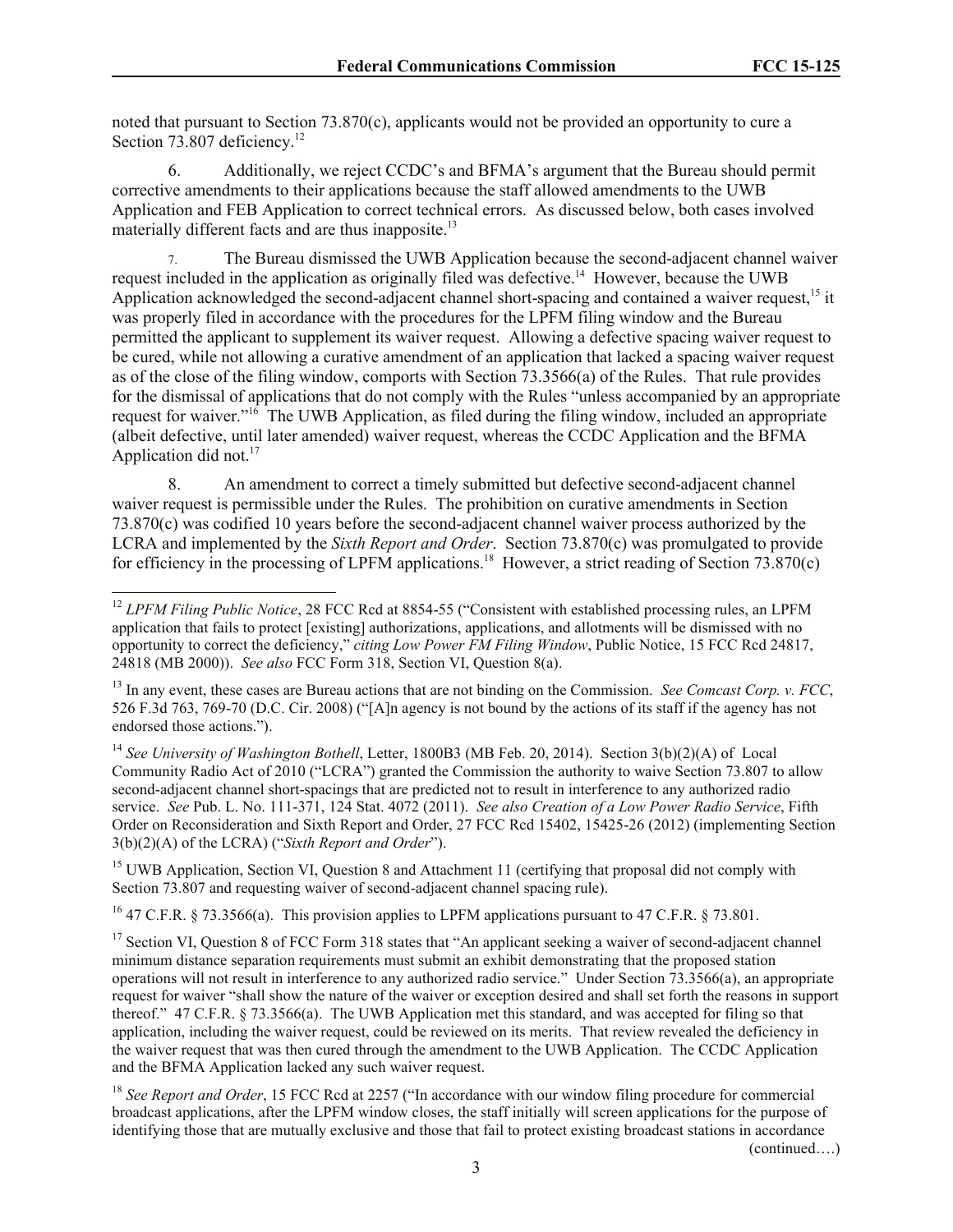noted that pursuant to Section 73.870(c), applicants would not be provided an opportunity to cure a Section 73.807 deficiency.[12]

6. Additionally, we reject CCDC's and BFMA's argument that the Bureau should permit corrective amendments to their applications because the staff allowed amendments to the UWB Application and FEB Application to correct technical errors. As discussed below, both cases involved materially different facts and are thus inapposite.[13]

7. The Bureau dismissed the UWB Application because the second-adjacent channel waiver request included in the application as originally filed was defective.[14] However, because the UWB Application acknowledged the second-adjacent channel short-spacing and contained a waiver request,[15] it was properly filed in accordance with the procedures for the LPFM filing window and the Bureau permitted the applicant to supplement its waiver request. Allowing a defective spacing waiver request to be cured, while not allowing a curative amendment of an application that lacked a spacing waiver request as of the close of the filing window, comports with Section 73.3566(a) of the Rules. That rule provides for the dismissal of applications that do not comply with the Rules "unless accompanied by an appropriate request for waiver."[16] The UWB Application, as filed during the filing window, included an appropriate (albeit defective, until later amended) waiver request, whereas the CCDC Application and the BFMA Application did not.[17]

8. An amendment to correct a timely submitted but defective second-adjacent channel waiver request is permissible under the Rules. The prohibition on curative amendments in Section 73.870(c) was codified 10 years before the second-adjacent channel waiver process authorized by the LCRA and implemented by the *Sixth Report and Order*. Section 73.870(c) was promulgated to provide for efficiency in the processing of LPFM applications.[18] However, a strict reading of Section 73.870(c)

---

[12] *LPFM Filing Public Notice*, 28 FCC Rcd at 8854-55 ("Consistent with established processing rules, an LPFM application that fails to protect [existing] authorizations, applications, and allotments will be dismissed with no opportunity to correct the deficiency," *citing Low Power FM Filing Window*, Public Notice, 15 FCC Rcd 24817, 24818 (MB 2000)). *See also* FCC Form 318, Section VI, Question 8(a).

[13] In any event, these cases are Bureau actions that are not binding on the Commission. *See Comcast Corp. v. FCC*, 526 F.3d 763, 769-70 (D.C. Cir. 2008) ("[A]n agency is not bound by the actions of its staff if the agency has not endorsed those actions.").

[14] *See University of Washington Bothell*, Letter, 1800B3 (MB Feb. 20, 2014). Section 3(b)(2)(A) of Local Community Radio Act of 2010 ("LCRA") granted the Commission the authority to waive Section 73.807 to allow second-adjacent channel short-spacings that are predicted not to result in interference to any authorized radio service. *See* Pub. L. No. 111-371, 124 Stat. 4072 (2011). *See also Creation of a Low Power Radio Service*, Fifth Order on Reconsideration and Sixth Report and Order, 27 FCC Rcd 15402, 15425-26 (2012) (implementing Section 3(b)(2)(A) of the LCRA) ("*Sixth Report and Order*").

[15] UWB Application, Section VI, Question 8 and Attachment 11 (certifying that proposal did not comply with Section 73.807 and requesting waiver of second-adjacent channel spacing rule).

[16] 47 C.F.R. § 73.3566(a). This provision applies to LPFM applications pursuant to 47 C.F.R. § 73.801.

[17] Section VI, Question 8 of FCC Form 318 states that "An applicant seeking a waiver of second-adjacent channel minimum distance separation requirements must submit an exhibit demonstrating that the proposed station operations will not result in interference to any authorized radio service." Under Section 73.3566(a), an appropriate request for waiver "shall show the nature of the waiver or exception desired and shall set forth the reasons in support thereof." 47 C.F.R. § 73.3566(a). The UWB Application met this standard, and was accepted for filing so that application, including the waiver request, could be reviewed on its merits. That review revealed the deficiency in the waiver request that was then cured through the amendment to the UWB Application. The CCDC Application and the BFMA Application lacked any such waiver request.

[18] *See Report and Order*, 15 FCC Rcd at 2257 ("In accordance with our window filing procedure for commercial broadcast applications, after the LPFM window closes, the staff initially will screen applications for the purpose of identifying those that are mutually exclusive and those that fail to protect existing broadcast stations in accordance

(continued….)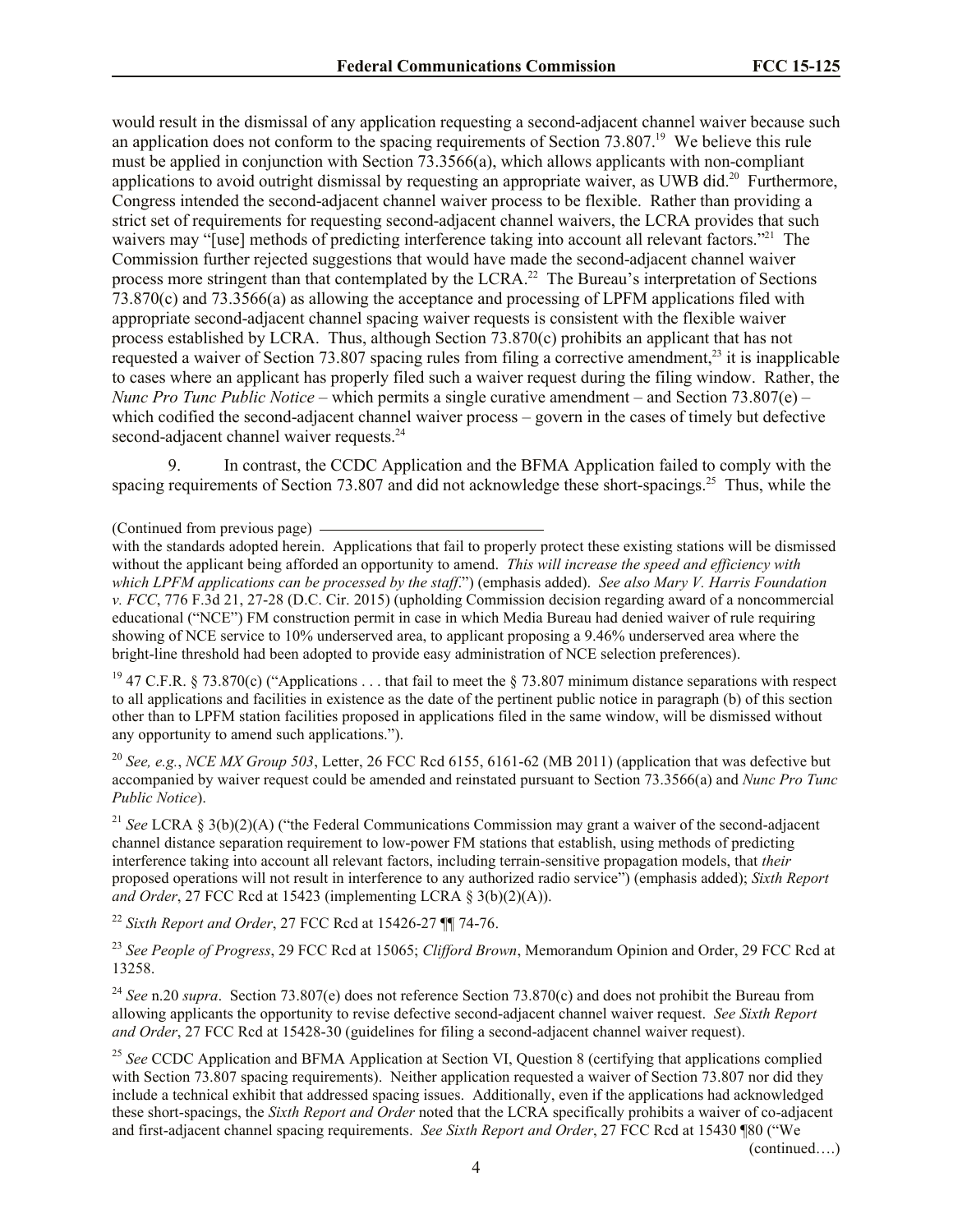would result in the dismissal of any application requesting a second-adjacent channel waiver because such an application does not conform to the spacing requirements of Section 73.807.[19] We believe this rule must be applied in conjunction with Section 73.3566(a), which allows applicants with non-compliant applications to avoid outright dismissal by requesting an appropriate waiver, as UWB did.[20] Furthermore, Congress intended the second-adjacent channel waiver process to be flexible. Rather than providing a strict set of requirements for requesting second-adjacent channel waivers, the LCRA provides that such waivers may "[use] methods of predicting interference taking into account all relevant factors."[21] The Commission further rejected suggestions that would have made the second-adjacent channel waiver process more stringent than that contemplated by the LCRA.[22] The Bureau's interpretation of Sections 73.870(c) and 73.3566(a) as allowing the acceptance and processing of LPFM applications filed with appropriate second-adjacent channel spacing waiver requests is consistent with the flexible waiver process established by LCRA. Thus, although Section 73.870(c) prohibits an applicant that has not requested a waiver of Section 73.807 spacing rules from filing a corrective amendment,[23] it is inapplicable to cases where an applicant has properly filed such a waiver request during the filing window. Rather, the *Nunc Pro Tunc Public Notice* – which permits a single curative amendment – and Section 73.807(e) – which codified the second-adjacent channel waiver process – govern in the cases of timely but defective second-adjacent channel waiver requests.[24]

9. In contrast, the CCDC Application and the BFMA Application failed to comply with the spacing requirements of Section 73.807 and did not acknowledge these short-spacings.[25] Thus, while the

(Continued from previous page)
with the standards adopted herein. Applications that fail to properly protect these existing stations will be dismissed without the applicant being afforded an opportunity to amend. *This will increase the speed and efficiency with which LPFM applications can be processed by the staff*.") (emphasis added). *See also Mary V. Harris Foundation v. FCC*, 776 F.3d 21, 27-28 (D.C. Cir. 2015) (upholding Commission decision regarding award of a noncommercial educational ("NCE") FM construction permit in case in which Media Bureau had denied waiver of rule requiring showing of NCE service to 10% underserved area, to applicant proposing a 9.46% underserved area where the bright-line threshold had been adopted to provide easy administration of NCE selection preferences).

[19] 47 C.F.R. § 73.870(c) ("Applications . . . that fail to meet the § 73.807 minimum distance separations with respect to all applications and facilities in existence as the date of the pertinent public notice in paragraph (b) of this section other than to LPFM station facilities proposed in applications filed in the same window, will be dismissed without any opportunity to amend such applications.").

[20] *See, e.g.*, *NCE MX Group 503*, Letter, 26 FCC Rcd 6155, 6161-62 (MB 2011) (application that was defective but accompanied by waiver request could be amended and reinstated pursuant to Section 73.3566(a) and *Nunc Pro Tunc Public Notice*).

[21] *See* LCRA § 3(b)(2)(A) ("the Federal Communications Commission may grant a waiver of the second-adjacent channel distance separation requirement to low-power FM stations that establish, using methods of predicting interference taking into account all relevant factors, including terrain-sensitive propagation models, that *their* proposed operations will not result in interference to any authorized radio service") (emphasis added); *Sixth Report and Order*, 27 FCC Rcd at 15423 (implementing LCRA § 3(b)(2)(A)).

[22] *Sixth Report and Order*, 27 FCC Rcd at 15426-27 ¶¶ 74-76.

[23] *See People of Progress*, 29 FCC Rcd at 15065; *Clifford Brown*, Memorandum Opinion and Order, 29 FCC Rcd at 13258.

[24] *See* n.20 *supra*. Section 73.807(e) does not reference Section 73.870(c) and does not prohibit the Bureau from allowing applicants the opportunity to revise defective second-adjacent channel waiver request. *See Sixth Report and Order*, 27 FCC Rcd at 15428-30 (guidelines for filing a second-adjacent channel waiver request).

[25] *See* CCDC Application and BFMA Application at Section VI, Question 8 (certifying that applications complied with Section 73.807 spacing requirements). Neither application requested a waiver of Section 73.807 nor did they include a technical exhibit that addressed spacing issues. Additionally, even if the applications had acknowledged these short-spacings, the *Sixth Report and Order* noted that the LCRA specifically prohibits a waiver of co-adjacent and first-adjacent channel spacing requirements. *See Sixth Report and Order*, 27 FCC Rcd at 15430 ¶80 ("We

(continued….)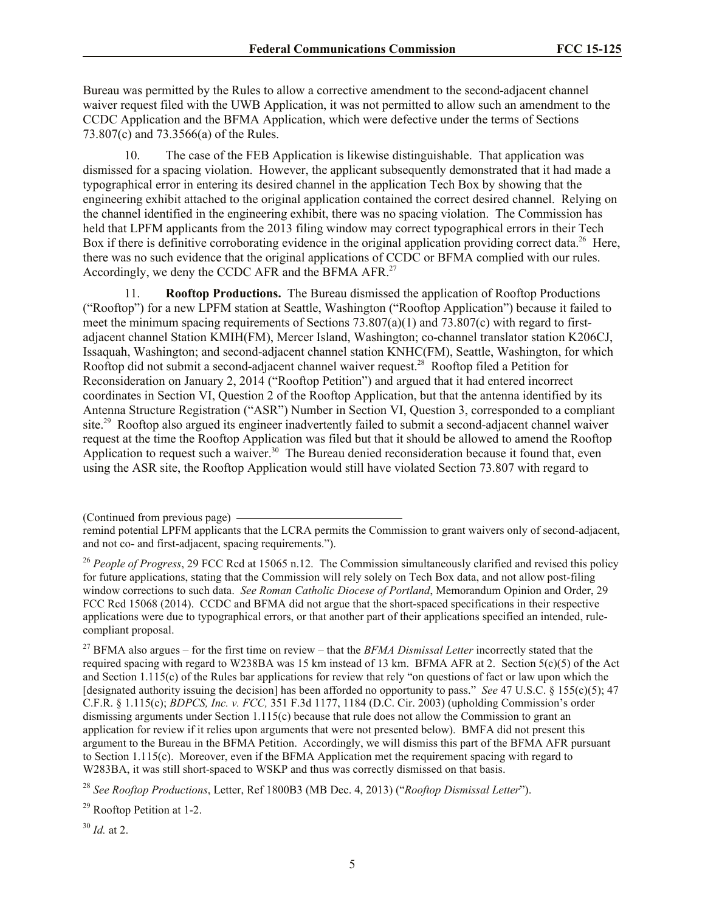Bureau was permitted by the Rules to allow a corrective amendment to the second-adjacent channel waiver request filed with the UWB Application, it was not permitted to allow such an amendment to the CCDC Application and the BFMA Application, which were defective under the terms of Sections 73.807(c) and 73.3566(a) of the Rules.

10. The case of the FEB Application is likewise distinguishable. That application was dismissed for a spacing violation. However, the applicant subsequently demonstrated that it had made a typographical error in entering its desired channel in the application Tech Box by showing that the engineering exhibit attached to the original application contained the correct desired channel. Relying on the channel identified in the engineering exhibit, there was no spacing violation. The Commission has held that LPFM applicants from the 2013 filing window may correct typographical errors in their Tech Box if there is definitive corroborating evidence in the original application providing correct data.[26] Here, there was no such evidence that the original applications of CCDC or BFMA complied with our rules. Accordingly, we deny the CCDC AFR and the BFMA AFR.[27]

11. **Rooftop Productions.** The Bureau dismissed the application of Rooftop Productions ("Rooftop") for a new LPFM station at Seattle, Washington ("Rooftop Application") because it failed to meet the minimum spacing requirements of Sections 73.807(a)(1) and 73.807(c) with regard to first-adjacent channel Station KMIH(FM), Mercer Island, Washington; co-channel translator station K206CJ, Issaquah, Washington; and second-adjacent channel station KNHC(FM), Seattle, Washington, for which Rooftop did not submit a second-adjacent channel waiver request.[28] Rooftop filed a Petition for Reconsideration on January 2, 2014 ("Rooftop Petition") and argued that it had entered incorrect coordinates in Section VI, Question 2 of the Rooftop Application, but that the antenna identified by its Antenna Structure Registration ("ASR") Number in Section VI, Question 3, corresponded to a compliant site.[29] Rooftop also argued its engineer inadvertently failed to submit a second-adjacent channel waiver request at the time the Rooftop Application was filed but that it should be allowed to amend the Rooftop Application to request such a waiver.[30] The Bureau denied reconsideration because it found that, even using the ASR site, the Rooftop Application would still have violated Section 73.807 with regard to

(Continued from previous page)
remind potential LPFM applicants that the LCRA permits the Commission to grant waivers only of second-adjacent, and not co- and first-adjacent, spacing requirements.").

[26] *People of Progress*, 29 FCC Rcd at 15065 n.12. The Commission simultaneously clarified and revised this policy for future applications, stating that the Commission will rely solely on Tech Box data, and not allow post-filing window corrections to such data. *See Roman Catholic Diocese of Portland*, Memorandum Opinion and Order, 29 FCC Rcd 15068 (2014). CCDC and BFMA did not argue that the short-spaced specifications in their respective applications were due to typographical errors, or that another part of their applications specified an intended, rule-compliant proposal.

[27] BFMA also argues – for the first time on review – that the *BFMA Dismissal Letter* incorrectly stated that the required spacing with regard to W238BA was 15 km instead of 13 km. BFMA AFR at 2. Section 5(c)(5) of the Act and Section 1.115(c) of the Rules bar applications for review that rely "on questions of fact or law upon which the [designated authority issuing the decision] has been afforded no opportunity to pass." *See* 47 U.S.C. § 155(c)(5); 47 C.F.R. § 1.115(c); *BDPCS, Inc. v. FCC,* 351 F.3d 1177, 1184 (D.C. Cir. 2003) (upholding Commission's order dismissing arguments under Section 1.115(c) because that rule does not allow the Commission to grant an application for review if it relies upon arguments that were not presented below). BMFA did not present this argument to the Bureau in the BFMA Petition. Accordingly, we will dismiss this part of the BFMA AFR pursuant to Section 1.115(c). Moreover, even if the BFMA Application met the requirement spacing with regard to W283BA, it was still short-spaced to WSKP and thus was correctly dismissed on that basis.

[28] *See Rooftop Productions*, Letter, Ref 1800B3 (MB Dec. 4, 2013) ("*Rooftop Dismissal Letter*").

[29] Rooftop Petition at 1-2.

[30] *Id.* at 2.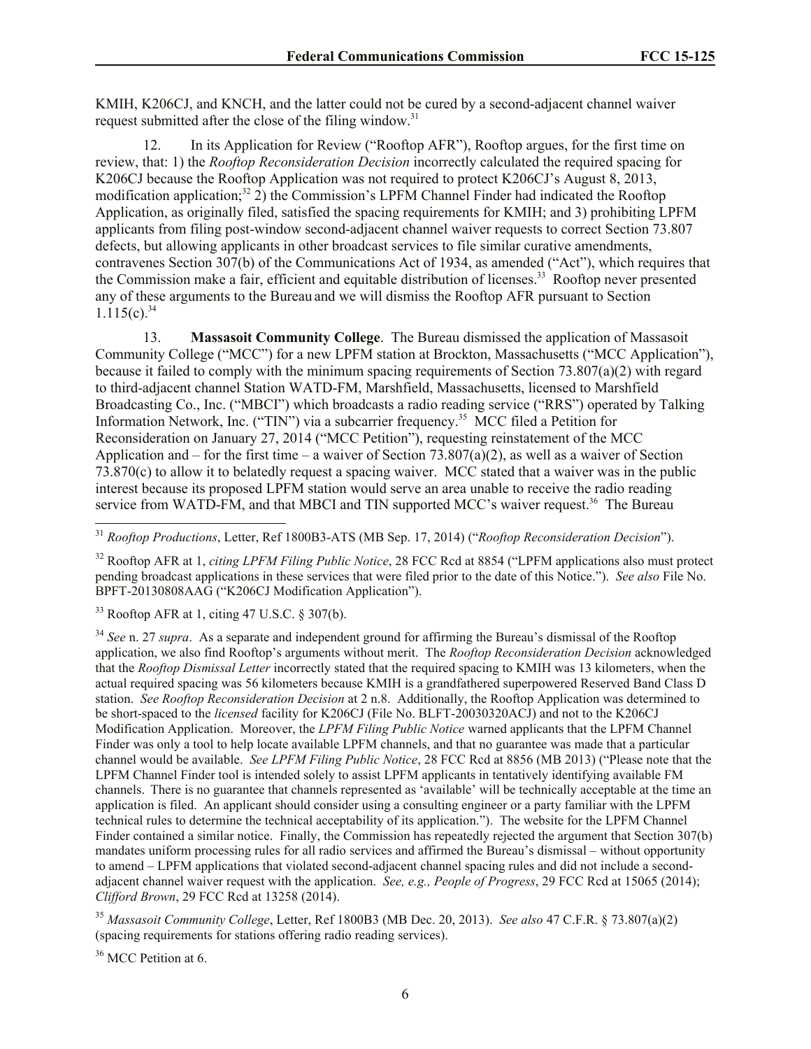KMIH, K206CJ, and KNCH, and the latter could not be cured by a second-adjacent channel waiver request submitted after the close of the filing window.[31]

12. In its Application for Review ("Rooftop AFR"), Rooftop argues, for the first time on review, that: 1) the *Rooftop Reconsideration Decision* incorrectly calculated the required spacing for K206CJ because the Rooftop Application was not required to protect K206CJ's August 8, 2013, modification application;[32] 2) the Commission's LPFM Channel Finder had indicated the Rooftop Application, as originally filed, satisfied the spacing requirements for KMIH; and 3) prohibiting LPFM applicants from filing post-window second-adjacent channel waiver requests to correct Section 73.807 defects, but allowing applicants in other broadcast services to file similar curative amendments, contravenes Section 307(b) of the Communications Act of 1934, as amended ("Act"), which requires that the Commission make a fair, efficient and equitable distribution of licenses.[33] Rooftop never presented any of these arguments to the Bureau and we will dismiss the Rooftop AFR pursuant to Section 1.115(c).[34]

13. **Massasoit Community College**. The Bureau dismissed the application of Massasoit Community College ("MCC") for a new LPFM station at Brockton, Massachusetts ("MCC Application"), because it failed to comply with the minimum spacing requirements of Section 73.807(a)(2) with regard to third-adjacent channel Station WATD-FM, Marshfield, Massachusetts, licensed to Marshfield Broadcasting Co., Inc. ("MBCI") which broadcasts a radio reading service ("RRS") operated by Talking Information Network, Inc. ("TIN") via a subcarrier frequency.[35] MCC filed a Petition for Reconsideration on January 27, 2014 ("MCC Petition"), requesting reinstatement of the MCC Application and – for the first time – a waiver of Section 73.807(a)(2), as well as a waiver of Section 73.870(c) to allow it to belatedly request a spacing waiver. MCC stated that a waiver was in the public interest because its proposed LPFM station would serve an area unable to receive the radio reading service from WATD-FM, and that MBCI and TIN supported MCC's waiver request.[36] The Bureau

---

[31] *Rooftop Productions*, Letter, Ref 1800B3-ATS (MB Sep. 17, 2014) ("*Rooftop Reconsideration Decision*").

[32] Rooftop AFR at 1, *citing LPFM Filing Public Notice*, 28 FCC Rcd at 8854 ("LPFM applications also must protect pending broadcast applications in these services that were filed prior to the date of this Notice."). *See also* File No. BPFT-20130808AAG ("K206CJ Modification Application").

[33] Rooftop AFR at 1, citing 47 U.S.C. § 307(b).

[34] *See* n. 27 *supra*. As a separate and independent ground for affirming the Bureau's dismissal of the Rooftop application, we also find Rooftop's arguments without merit. The *Rooftop Reconsideration Decision* acknowledged that the *Rooftop Dismissal Letter* incorrectly stated that the required spacing to KMIH was 13 kilometers, when the actual required spacing was 56 kilometers because KMIH is a grandfathered superpowered Reserved Band Class D station. *See Rooftop Reconsideration Decision* at 2 n.8. Additionally, the Rooftop Application was determined to be short-spaced to the *licensed* facility for K206CJ (File No. BLFT-20030320ACJ) and not to the K206CJ Modification Application. Moreover, the *LPFM Filing Public Notice* warned applicants that the LPFM Channel Finder was only a tool to help locate available LPFM channels, and that no guarantee was made that a particular channel would be available. *See LPFM Filing Public Notice*, 28 FCC Rcd at 8856 (MB 2013) ("Please note that the LPFM Channel Finder tool is intended solely to assist LPFM applicants in tentatively identifying available FM channels. There is no guarantee that channels represented as 'available' will be technically acceptable at the time an application is filed. An applicant should consider using a consulting engineer or a party familiar with the LPFM technical rules to determine the technical acceptability of its application."). The website for the LPFM Channel Finder contained a similar notice. Finally, the Commission has repeatedly rejected the argument that Section 307(b) mandates uniform processing rules for all radio services and affirmed the Bureau's dismissal – without opportunity to amend – LPFM applications that violated second-adjacent channel spacing rules and did not include a second-adjacent channel waiver request with the application. *See, e.g., People of Progress*, 29 FCC Rcd at 15065 (2014); *Clifford Brown*, 29 FCC Rcd at 13258 (2014).

[35] *Massasoit Community College*, Letter, Ref 1800B3 (MB Dec. 20, 2013). *See also* 47 C.F.R. § 73.807(a)(2) (spacing requirements for stations offering radio reading services).

[36] MCC Petition at 6.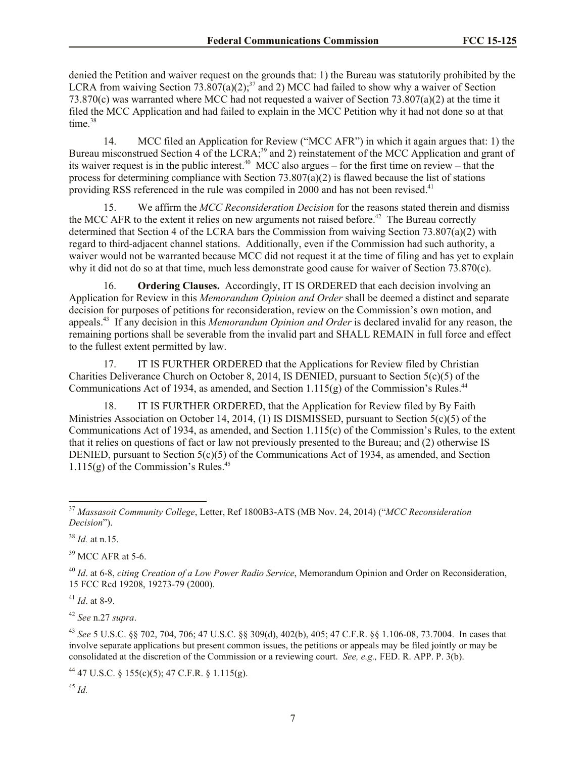denied the Petition and waiver request on the grounds that: 1) the Bureau was statutorily prohibited by the LCRA from waiving Section 73.807(a)(2);[37] and 2) MCC had failed to show why a waiver of Section 73.870(c) was warranted where MCC had not requested a waiver of Section 73.807(a)(2) at the time it filed the MCC Application and had failed to explain in the MCC Petition why it had not done so at that time.[38]

14. MCC filed an Application for Review ("MCC AFR") in which it again argues that: 1) the Bureau misconstrued Section 4 of the LCRA;[39] and 2) reinstatement of the MCC Application and grant of its waiver request is in the public interest.[40] MCC also argues – for the first time on review – that the process for determining compliance with Section 73.807(a)(2) is flawed because the list of stations providing RSS referenced in the rule was compiled in 2000 and has not been revised.[41]

15. We affirm the *MCC Reconsideration Decision* for the reasons stated therein and dismiss the MCC AFR to the extent it relies on new arguments not raised before.[42] The Bureau correctly determined that Section 4 of the LCRA bars the Commission from waiving Section 73.807(a)(2) with regard to third-adjacent channel stations. Additionally, even if the Commission had such authority, a waiver would not be warranted because MCC did not request it at the time of filing and has yet to explain why it did not do so at that time, much less demonstrate good cause for waiver of Section 73.870(c).

16. **Ordering Clauses.** Accordingly, IT IS ORDERED that each decision involving an Application for Review in this *Memorandum Opinion and Order* shall be deemed a distinct and separate decision for purposes of petitions for reconsideration, review on the Commission's own motion, and appeals.[43] If any decision in this *Memorandum Opinion and Order* is declared invalid for any reason, the remaining portions shall be severable from the invalid part and SHALL REMAIN in full force and effect to the fullest extent permitted by law.

17. IT IS FURTHER ORDERED that the Applications for Review filed by Christian Charities Deliverance Church on October 8, 2014, IS DENIED, pursuant to Section 5(c)(5) of the Communications Act of 1934, as amended, and Section 1.115(g) of the Commission's Rules.[44]

18. IT IS FURTHER ORDERED, that the Application for Review filed by By Faith Ministries Association on October 14, 2014, (1) IS DISMISSED, pursuant to Section 5(c)(5) of the Communications Act of 1934, as amended, and Section 1.115(c) of the Commission's Rules, to the extent that it relies on questions of fact or law not previously presented to the Bureau; and (2) otherwise IS DENIED, pursuant to Section 5(c)(5) of the Communications Act of 1934, as amended, and Section 1.115(g) of the Commission's Rules.[45]

---

[37] *Massasoit Community College*, Letter, Ref 1800B3-ATS (MB Nov. 24, 2014) ("*MCC Reconsideration Decision*").

[38] *Id.* at n.15.

[39] MCC AFR at 5-6.

[40] *Id*. at 6-8, *citing Creation of a Low Power Radio Service*, Memorandum Opinion and Order on Reconsideration, 15 FCC Rcd 19208, 19273-79 (2000).

[41] *Id*. at 8-9.

[42] *See* n.27 *supra*.

[43] *See* 5 U.S.C. §§ 702, 704, 706; 47 U.S.C. §§ 309(d), 402(b), 405; 47 C.F.R. §§ 1.106-08, 73.7004. In cases that involve separate applications but present common issues, the petitions or appeals may be filed jointly or may be consolidated at the discretion of the Commission or a reviewing court. *See, e.g.,* FED. R. APP. P. 3(b).

[44] 47 U.S.C. § 155(c)(5); 47 C.F.R. § 1.115(g).

[45] *Id.*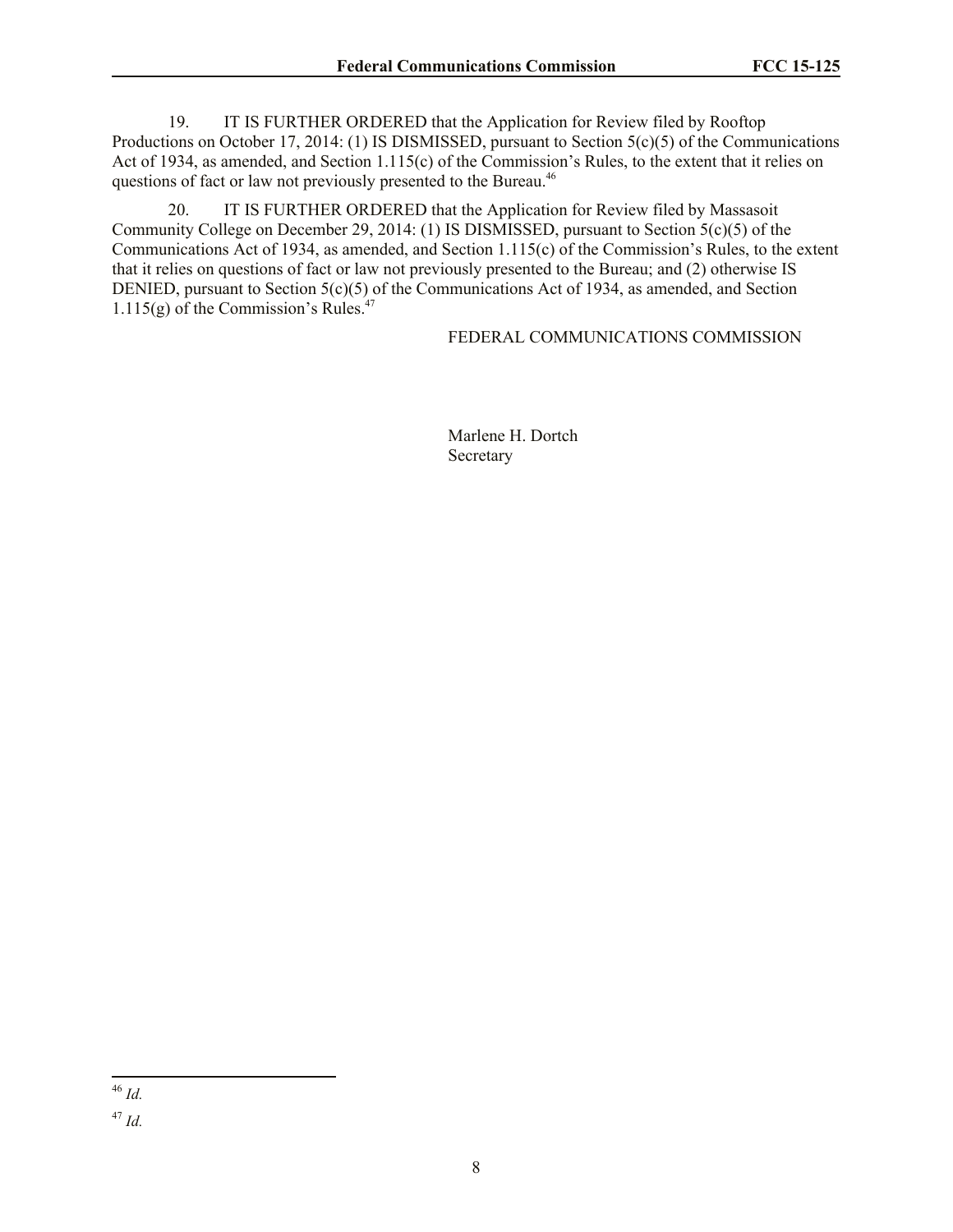19. IT IS FURTHER ORDERED that the Application for Review filed by Rooftop Productions on October 17, 2014: (1) IS DISMISSED, pursuant to Section 5(c)(5) of the Communications Act of 1934, as amended, and Section 1.115(c) of the Commission's Rules, to the extent that it relies on questions of fact or law not previously presented to the Bureau.[46]

20. IT IS FURTHER ORDERED that the Application for Review filed by Massasoit Community College on December 29, 2014: (1) IS DISMISSED, pursuant to Section 5(c)(5) of the Communications Act of 1934, as amended, and Section 1.115(c) of the Commission's Rules, to the extent that it relies on questions of fact or law not previously presented to the Bureau; and (2) otherwise IS DENIED, pursuant to Section 5(c)(5) of the Communications Act of 1934, as amended, and Section 1.115(g) of the Commission's Rules.[47]

FEDERAL COMMUNICATIONS COMMISSION

Marlene H. Dortch
Secretary

[46] *Id.*

[47] *Id.*